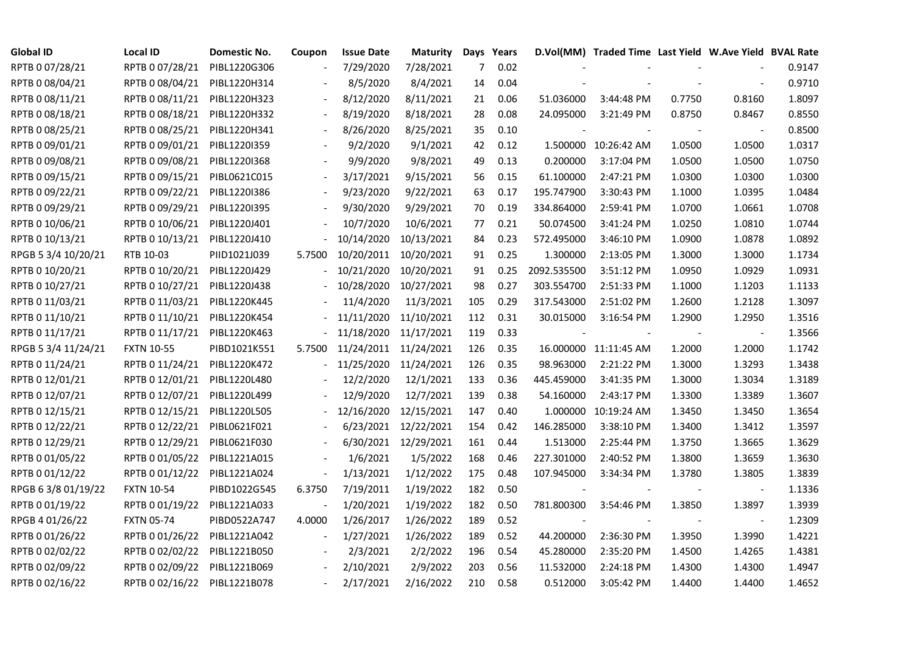| Global ID | Local ID | Domestic No. | Coupon | Issue Date | Maturity | Days | Years | D.Vol(MM) | Traded Time | Last Yield | W.Ave Yield | BVAL Rate |
|---|---|---|---|---|---|---|---|---|---|---|---|---|
| RPTB 0 07/28/21 | RPTB 0 07/28/21 | PIBL1220G306 | - | 7/29/2020 | 7/28/2021 | 7 | 0.02 | - | - | - | - | 0.9147 |
| RPTB 0 08/04/21 | RPTB 0 08/04/21 | PIBL1220H314 | - | 8/5/2020 | 8/4/2021 | 14 | 0.04 | - | - | - | - | 0.9710 |
| RPTB 0 08/11/21 | RPTB 0 08/11/21 | PIBL1220H323 | - | 8/12/2020 | 8/11/2021 | 21 | 0.06 | 51.036000 | 3:44:48 PM | 0.7750 | 0.8160 | 1.8097 |
| RPTB 0 08/18/21 | RPTB 0 08/18/21 | PIBL1220H332 | - | 8/19/2020 | 8/18/2021 | 28 | 0.08 | 24.095000 | 3:21:49 PM | 0.8750 | 0.8467 | 0.8550 |
| RPTB 0 08/25/21 | RPTB 0 08/25/21 | PIBL1220H341 | - | 8/26/2020 | 8/25/2021 | 35 | 0.10 | - | - | - | - | 0.8500 |
| RPTB 0 09/01/21 | RPTB 0 09/01/21 | PIBL1220I359 | - | 9/2/2020 | 9/1/2021 | 42 | 0.12 | 1.500000 | 10:26:42 AM | 1.0500 | 1.0500 | 1.0317 |
| RPTB 0 09/08/21 | RPTB 0 09/08/21 | PIBL1220I368 | - | 9/9/2020 | 9/8/2021 | 49 | 0.13 | 0.200000 | 3:17:04 PM | 1.0500 | 1.0500 | 1.0750 |
| RPTB 0 09/15/21 | RPTB 0 09/15/21 | PIBL0621C015 | - | 3/17/2021 | 9/15/2021 | 56 | 0.15 | 61.100000 | 2:47:21 PM | 1.0300 | 1.0300 | 1.0300 |
| RPTB 0 09/22/21 | RPTB 0 09/22/21 | PIBL1220I386 | - | 9/23/2020 | 9/22/2021 | 63 | 0.17 | 195.747900 | 3:30:43 PM | 1.1000 | 1.0395 | 1.0484 |
| RPTB 0 09/29/21 | RPTB 0 09/29/21 | PIBL1220I395 | - | 9/30/2020 | 9/29/2021 | 70 | 0.19 | 334.864000 | 2:59:41 PM | 1.0700 | 1.0661 | 1.0708 |
| RPTB 0 10/06/21 | RPTB 0 10/06/21 | PIBL1220J401 | - | 10/7/2020 | 10/6/2021 | 77 | 0.21 | 50.074500 | 3:41:24 PM | 1.0250 | 1.0810 | 1.0744 |
| RPTB 0 10/13/21 | RPTB 0 10/13/21 | PIBL1220J410 | - | 10/14/2020 | 10/13/2021 | 84 | 0.23 | 572.495000 | 3:46:10 PM | 1.0900 | 1.0878 | 1.0892 |
| RPGB 5 3/4 10/20/21 | RTB 10-03 | PIID1021J039 | 5.7500 | 10/20/2011 | 10/20/2021 | 91 | 0.25 | 1.300000 | 2:13:05 PM | 1.3000 | 1.3000 | 1.1734 |
| RPTB 0 10/20/21 | RPTB 0 10/20/21 | PIBL1220J429 | - | 10/21/2020 | 10/20/2021 | 91 | 0.25 | 2092.535500 | 3:51:12 PM | 1.0950 | 1.0929 | 1.0931 |
| RPTB 0 10/27/21 | RPTB 0 10/27/21 | PIBL1220J438 | - | 10/28/2020 | 10/27/2021 | 98 | 0.27 | 303.554700 | 2:51:33 PM | 1.1000 | 1.1203 | 1.1133 |
| RPTB 0 11/03/21 | RPTB 0 11/03/21 | PIBL1220K445 | - | 11/4/2020 | 11/3/2021 | 105 | 0.29 | 317.543000 | 2:51:02 PM | 1.2600 | 1.2128 | 1.3097 |
| RPTB 0 11/10/21 | RPTB 0 11/10/21 | PIBL1220K454 | - | 11/11/2020 | 11/10/2021 | 112 | 0.31 | 30.015000 | 3:16:54 PM | 1.2900 | 1.2950 | 1.3516 |
| RPTB 0 11/17/21 | RPTB 0 11/17/21 | PIBL1220K463 | - | 11/18/2020 | 11/17/2021 | 119 | 0.33 | - | - | - | - | 1.3566 |
| RPGB 5 3/4 11/24/21 | FXTN 10-55 | PIBD1021K551 | 5.7500 | 11/24/2011 | 11/24/2021 | 126 | 0.35 | 16.000000 | 11:11:45 AM | 1.2000 | 1.2000 | 1.1742 |
| RPTB 0 11/24/21 | RPTB 0 11/24/21 | PIBL1220K472 | - | 11/25/2020 | 11/24/2021 | 126 | 0.35 | 98.963000 | 2:21:22 PM | 1.3000 | 1.3293 | 1.3438 |
| RPTB 0 12/01/21 | RPTB 0 12/01/21 | PIBL1220L480 | - | 12/2/2020 | 12/1/2021 | 133 | 0.36 | 445.459000 | 3:41:35 PM | 1.3000 | 1.3034 | 1.3189 |
| RPTB 0 12/07/21 | RPTB 0 12/07/21 | PIBL1220L499 | - | 12/9/2020 | 12/7/2021 | 139 | 0.38 | 54.160000 | 2:43:17 PM | 1.3300 | 1.3389 | 1.3607 |
| RPTB 0 12/15/21 | RPTB 0 12/15/21 | PIBL1220L505 | - | 12/16/2020 | 12/15/2021 | 147 | 0.40 | 1.000000 | 10:19:24 AM | 1.3450 | 1.3450 | 1.3654 |
| RPTB 0 12/22/21 | RPTB 0 12/22/21 | PIBL0621F021 | - | 6/23/2021 | 12/22/2021 | 154 | 0.42 | 146.285000 | 3:38:10 PM | 1.3400 | 1.3412 | 1.3597 |
| RPTB 0 12/29/21 | RPTB 0 12/29/21 | PIBL0621F030 | - | 6/30/2021 | 12/29/2021 | 161 | 0.44 | 1.513000 | 2:25:44 PM | 1.3750 | 1.3665 | 1.3629 |
| RPTB 0 01/05/22 | RPTB 0 01/05/22 | PIBL1221A015 | - | 1/6/2021 | 1/5/2022 | 168 | 0.46 | 227.301000 | 2:40:52 PM | 1.3800 | 1.3659 | 1.3630 |
| RPTB 0 01/12/22 | RPTB 0 01/12/22 | PIBL1221A024 | - | 1/13/2021 | 1/12/2022 | 175 | 0.48 | 107.945000 | 3:34:34 PM | 1.3780 | 1.3805 | 1.3839 |
| RPGB 6 3/8 01/19/22 | FXTN 10-54 | PIBD1022G545 | 6.3750 | 7/19/2011 | 1/19/2022 | 182 | 0.50 | - | - | - | - | 1.1336 |
| RPTB 0 01/19/22 | RPTB 0 01/19/22 | PIBL1221A033 | - | 1/20/2021 | 1/19/2022 | 182 | 0.50 | 781.800300 | 3:54:46 PM | 1.3850 | 1.3897 | 1.3939 |
| RPGB 4 01/26/22 | FXTN 05-74 | PIBD0522A747 | 4.0000 | 1/26/2017 | 1/26/2022 | 189 | 0.52 | - | - | - | - | 1.2309 |
| RPTB 0 01/26/22 | RPTB 0 01/26/22 | PIBL1221A042 | - | 1/27/2021 | 1/26/2022 | 189 | 0.52 | 44.200000 | 2:36:30 PM | 1.3950 | 1.3990 | 1.4221 |
| RPTB 0 02/02/22 | RPTB 0 02/02/22 | PIBL1221B050 | - | 2/3/2021 | 2/2/2022 | 196 | 0.54 | 45.280000 | 2:35:20 PM | 1.4500 | 1.4265 | 1.4381 |
| RPTB 0 02/09/22 | RPTB 0 02/09/22 | PIBL1221B069 | - | 2/10/2021 | 2/9/2022 | 203 | 0.56 | 11.532000 | 2:24:18 PM | 1.4300 | 1.4300 | 1.4947 |
| RPTB 0 02/16/22 | RPTB 0 02/16/22 | PIBL1221B078 | - | 2/17/2021 | 2/16/2022 | 210 | 0.58 | 0.512000 | 3:05:42 PM | 1.4400 | 1.4400 | 1.4652 |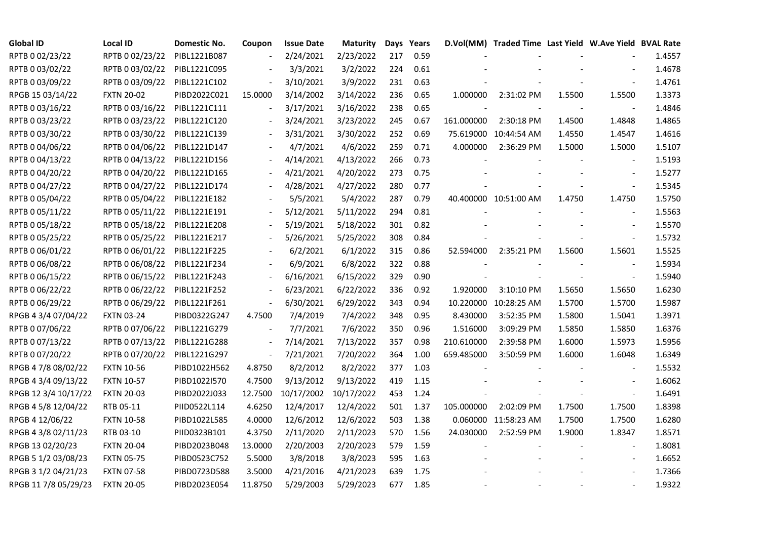| Global ID | Local ID | Domestic No. | Coupon | Issue Date | Maturity | Days | Years | D.Vol(MM) | Traded Time | Last Yield | W.Ave Yield | BVAL Rate |
|---|---|---|---|---|---|---|---|---|---|---|---|---|
| RPTB 0 02/23/22 | RPTB 0 02/23/22 | PIBL1221B087 | - | 2/24/2021 | 2/23/2022 | 217 | 0.59 | - | - | - | - | 1.4557 |
| RPTB 0 03/02/22 | RPTB 0 03/02/22 | PIBL1221C095 | - | 3/3/2021 | 3/2/2022 | 224 | 0.61 | - | - | - | - | 1.4678 |
| RPTB 0 03/09/22 | RPTB 0 03/09/22 | PIBL1221C102 | - | 3/10/2021 | 3/9/2022 | 231 | 0.63 | - | - | - | - | 1.4761 |
| RPGB 15 03/14/22 | FXTN 20-02 | PIBD2022C021 | 15.0000 | 3/14/2002 | 3/14/2022 | 236 | 0.65 | 1.000000 | 2:31:02 PM | 1.5500 | 1.5500 | 1.3373 |
| RPTB 0 03/16/22 | RPTB 0 03/16/22 | PIBL1221C111 | - | 3/17/2021 | 3/16/2022 | 238 | 0.65 | - | - | - | - | 1.4846 |
| RPTB 0 03/23/22 | RPTB 0 03/23/22 | PIBL1221C120 | - | 3/24/2021 | 3/23/2022 | 245 | 0.67 | 161.000000 | 2:30:18 PM | 1.4500 | 1.4848 | 1.4865 |
| RPTB 0 03/30/22 | RPTB 0 03/30/22 | PIBL1221C139 | - | 3/31/2021 | 3/30/2022 | 252 | 0.69 | 75.619000 | 10:44:54 AM | 1.4550 | 1.4547 | 1.4616 |
| RPTB 0 04/06/22 | RPTB 0 04/06/22 | PIBL1221D147 | - | 4/7/2021 | 4/6/2022 | 259 | 0.71 | 4.000000 | 2:36:29 PM | 1.5000 | 1.5000 | 1.5107 |
| RPTB 0 04/13/22 | RPTB 0 04/13/22 | PIBL1221D156 | - | 4/14/2021 | 4/13/2022 | 266 | 0.73 | - | - | - | - | 1.5193 |
| RPTB 0 04/20/22 | RPTB 0 04/20/22 | PIBL1221D165 | - | 4/21/2021 | 4/20/2022 | 273 | 0.75 | - | - | - | - | 1.5277 |
| RPTB 0 04/27/22 | RPTB 0 04/27/22 | PIBL1221D174 | - | 4/28/2021 | 4/27/2022 | 280 | 0.77 | - | - | - | - | 1.5345 |
| RPTB 0 05/04/22 | RPTB 0 05/04/22 | PIBL1221E182 | - | 5/5/2021 | 5/4/2022 | 287 | 0.79 | 40.400000 | 10:51:00 AM | 1.4750 | 1.4750 | 1.5750 |
| RPTB 0 05/11/22 | RPTB 0 05/11/22 | PIBL1221E191 | - | 5/12/2021 | 5/11/2022 | 294 | 0.81 | - | - | - | - | 1.5563 |
| RPTB 0 05/18/22 | RPTB 0 05/18/22 | PIBL1221E208 | - | 5/19/2021 | 5/18/2022 | 301 | 0.82 | - | - | - | - | 1.5570 |
| RPTB 0 05/25/22 | RPTB 0 05/25/22 | PIBL1221E217 | - | 5/26/2021 | 5/25/2022 | 308 | 0.84 | - | - | - | - | 1.5732 |
| RPTB 0 06/01/22 | RPTB 0 06/01/22 | PIBL1221F225 | - | 6/2/2021 | 6/1/2022 | 315 | 0.86 | 52.594000 | 2:35:21 PM | 1.5600 | 1.5601 | 1.5525 |
| RPTB 0 06/08/22 | RPTB 0 06/08/22 | PIBL1221F234 | - | 6/9/2021 | 6/8/2022 | 322 | 0.88 | - | - | - | - | 1.5934 |
| RPTB 0 06/15/22 | RPTB 0 06/15/22 | PIBL1221F243 | - | 6/16/2021 | 6/15/2022 | 329 | 0.90 | - | - | - | - | 1.5940 |
| RPTB 0 06/22/22 | RPTB 0 06/22/22 | PIBL1221F252 | - | 6/23/2021 | 6/22/2022 | 336 | 0.92 | 1.920000 | 3:10:10 PM | 1.5650 | 1.5650 | 1.6230 |
| RPTB 0 06/29/22 | RPTB 0 06/29/22 | PIBL1221F261 | - | 6/30/2021 | 6/29/2022 | 343 | 0.94 | 10.220000 | 10:28:25 AM | 1.5700 | 1.5700 | 1.5987 |
| RPGB 4 3/4 07/04/22 | FXTN 03-24 | PIBD0322G247 | 4.7500 | 7/4/2019 | 7/4/2022 | 348 | 0.95 | 8.430000 | 3:52:35 PM | 1.5800 | 1.5041 | 1.3971 |
| RPTB 0 07/06/22 | RPTB 0 07/06/22 | PIBL1221G279 | - | 7/7/2021 | 7/6/2022 | 350 | 0.96 | 1.516000 | 3:09:29 PM | 1.5850 | 1.5850 | 1.6376 |
| RPTB 0 07/13/22 | RPTB 0 07/13/22 | PIBL1221G288 | - | 7/14/2021 | 7/13/2022 | 357 | 0.98 | 210.610000 | 2:39:58 PM | 1.6000 | 1.5973 | 1.5956 |
| RPTB 0 07/20/22 | RPTB 0 07/20/22 | PIBL1221G297 | - | 7/21/2021 | 7/20/2022 | 364 | 1.00 | 659.485000 | 3:50:59 PM | 1.6000 | 1.6048 | 1.6349 |
| RPGB 4 7/8 08/02/22 | FXTN 10-56 | PIBD1022H562 | 4.8750 | 8/2/2012 | 8/2/2022 | 377 | 1.03 | - | - | - | - | 1.5532 |
| RPGB 4 3/4 09/13/22 | FXTN 10-57 | PIBD1022I570 | 4.7500 | 9/13/2012 | 9/13/2022 | 419 | 1.15 | - | - | - | - | 1.6062 |
| RPGB 12 3/4 10/17/22 | FXTN 20-03 | PIBD2022J033 | 12.7500 | 10/17/2002 | 10/17/2022 | 453 | 1.24 | - | - | - | - | 1.6491 |
| RPGB 4 5/8 12/04/22 | RTB 05-11 | PIID0522L114 | 4.6250 | 12/4/2017 | 12/4/2022 | 501 | 1.37 | 105.000000 | 2:02:09 PM | 1.7500 | 1.7500 | 1.8398 |
| RPGB 4 12/06/22 | FXTN 10-58 | PIBD1022L585 | 4.0000 | 12/6/2012 | 12/6/2022 | 503 | 1.38 | 0.060000 | 11:58:23 AM | 1.7500 | 1.7500 | 1.6280 |
| RPGB 4 3/8 02/11/23 | RTB 03-10 | PIID0323B101 | 4.3750 | 2/11/2020 | 2/11/2023 | 570 | 1.56 | 24.030000 | 2:52:59 PM | 1.9000 | 1.8347 | 1.8571 |
| RPGB 13 02/20/23 | FXTN 20-04 | PIBD2023B048 | 13.0000 | 2/20/2003 | 2/20/2023 | 579 | 1.59 | - | - | - | - | 1.8081 |
| RPGB 5 1/2 03/08/23 | FXTN 05-75 | PIBD0523C752 | 5.5000 | 3/8/2018 | 3/8/2023 | 595 | 1.63 | - | - | - | - | 1.6652 |
| RPGB 3 1/2 04/21/23 | FXTN 07-58 | PIBD0723D588 | 3.5000 | 4/21/2016 | 4/21/2023 | 639 | 1.75 | - | - | - | - | 1.7366 |
| RPGB 11 7/8 05/29/23 | FXTN 20-05 | PIBD2023E054 | 11.8750 | 5/29/2003 | 5/29/2023 | 677 | 1.85 | - | - | - | - | 1.9322 |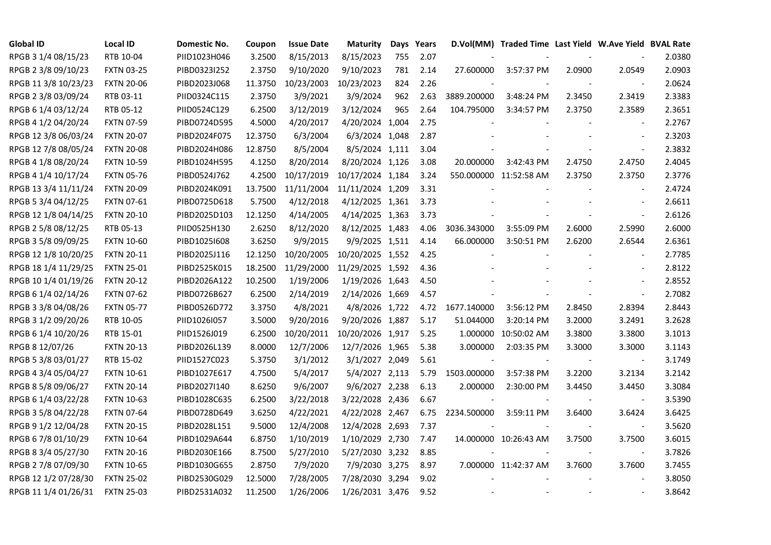| Global ID | Local ID | Domestic No. | Coupon | Issue Date | Maturity | Days | Years | D.Vol(MM) | Traded Time | Last Yield | W.Ave Yield | BVAL Rate |
|---|---|---|---|---|---|---|---|---|---|---|---|---|
| RPGB 3 1/4 08/15/23 | RTB 10-04 | PIID1023H046 | 3.2500 | 8/15/2013 | 8/15/2023 | 755 | 2.07 | - | - | - | - | 2.0380 |
| RPGB 2 3/8 09/10/23 | FXTN 03-25 | PIBD0323I252 | 2.3750 | 9/10/2020 | 9/10/2023 | 781 | 2.14 | 27.600000 | 3:57:37 PM | 2.0900 | 2.0549 | 2.0903 |
| RPGB 11 3/8 10/23/23 | FXTN 20-06 | PIBD2023J068 | 11.3750 | 10/23/2003 | 10/23/2023 | 824 | 2.26 | - | - | - | - | 2.0624 |
| RPGB 2 3/8 03/09/24 | RTB 03-11 | PIID0324C115 | 2.3750 | 3/9/2021 | 3/9/2024 | 962 | 2.63 | 3889.200000 | 3:48:24 PM | 2.3450 | 2.3419 | 2.3383 |
| RPGB 6 1/4 03/12/24 | RTB 05-12 | PIID0524C129 | 6.2500 | 3/12/2019 | 3/12/2024 | 965 | 2.64 | 104.795000 | 3:34:57 PM | 2.3750 | 2.3589 | 2.3651 |
| RPGB 4 1/2 04/20/24 | FXTN 07-59 | PIBD0724D595 | 4.5000 | 4/20/2017 | 4/20/2024 | 1,004 | 2.75 | - | - | - | - | 2.2767 |
| RPGB 12 3/8 06/03/24 | FXTN 20-07 | PIBD2024F075 | 12.3750 | 6/3/2004 | 6/3/2024 | 1,048 | 2.87 | - | - | - | - | 2.3203 |
| RPGB 12 7/8 08/05/24 | FXTN 20-08 | PIBD2024H086 | 12.8750 | 8/5/2004 | 8/5/2024 | 1,111 | 3.04 | - | - | - | - | 2.3832 |
| RPGB 4 1/8 08/20/24 | FXTN 10-59 | PIBD1024H595 | 4.1250 | 8/20/2014 | 8/20/2024 | 1,126 | 3.08 | 20.000000 | 3:42:43 PM | 2.4750 | 2.4750 | 2.4045 |
| RPGB 4 1/4 10/17/24 | FXTN 05-76 | PIBD0524J762 | 4.2500 | 10/17/2019 | 10/17/2024 | 1,184 | 3.24 | 550.000000 | 11:52:58 AM | 2.3750 | 2.3750 | 2.3776 |
| RPGB 13 3/4 11/11/24 | FXTN 20-09 | PIBD2024K091 | 13.7500 | 11/11/2004 | 11/11/2024 | 1,209 | 3.31 | - | - | - | - | 2.4724 |
| RPGB 5 3/4 04/12/25 | FXTN 07-61 | PIBD0725D618 | 5.7500 | 4/12/2018 | 4/12/2025 | 1,361 | 3.73 | - | - | - | - | 2.6611 |
| RPGB 12 1/8 04/14/25 | FXTN 20-10 | PIBD2025D103 | 12.1250 | 4/14/2005 | 4/14/2025 | 1,363 | 3.73 | - | - | - | - | 2.6126 |
| RPGB 2 5/8 08/12/25 | RTB 05-13 | PIID0525H130 | 2.6250 | 8/12/2020 | 8/12/2025 | 1,483 | 4.06 | 3036.343000 | 3:55:09 PM | 2.6000 | 2.5990 | 2.6000 |
| RPGB 3 5/8 09/09/25 | FXTN 10-60 | PIBD1025I608 | 3.6250 | 9/9/2015 | 9/9/2025 | 1,511 | 4.14 | 66.000000 | 3:50:51 PM | 2.6200 | 2.6544 | 2.6361 |
| RPGB 12 1/8 10/20/25 | FXTN 20-11 | PIBD2025J116 | 12.1250 | 10/20/2005 | 10/20/2025 | 1,552 | 4.25 | - | - | - | - | 2.7785 |
| RPGB 18 1/4 11/29/25 | FXTN 25-01 | PIBD2525K015 | 18.2500 | 11/29/2000 | 11/29/2025 | 1,592 | 4.36 | - | - | - | - | 2.8122 |
| RPGB 10 1/4 01/19/26 | FXTN 20-12 | PIBD2026A122 | 10.2500 | 1/19/2006 | 1/19/2026 | 1,643 | 4.50 | - | - | - | - | 2.8552 |
| RPGB 6 1/4 02/14/26 | FXTN 07-62 | PIBD0726B627 | 6.2500 | 2/14/2019 | 2/14/2026 | 1,669 | 4.57 | - | - | - | - | 2.7082 |
| RPGB 3 3/8 04/08/26 | FXTN 05-77 | PIBD0526D772 | 3.3750 | 4/8/2021 | 4/8/2026 | 1,722 | 4.72 | 1677.140000 | 3:56:12 PM | 2.8450 | 2.8394 | 2.8443 |
| RPGB 3 1/2 09/20/26 | RTB 10-05 | PIID1026I057 | 3.5000 | 9/20/2016 | 9/20/2026 | 1,887 | 5.17 | 51.044000 | 3:20:14 PM | 3.2000 | 3.2491 | 3.2628 |
| RPGB 6 1/4 10/20/26 | RTB 15-01 | PIID1526J019 | 6.2500 | 10/20/2011 | 10/20/2026 | 1,917 | 5.25 | 1.000000 | 10:50:02 AM | 3.3800 | 3.3800 | 3.1013 |
| RPGB 8 12/07/26 | FXTN 20-13 | PIBD2026L139 | 8.0000 | 12/7/2006 | 12/7/2026 | 1,965 | 5.38 | 3.000000 | 2:03:35 PM | 3.3000 | 3.3000 | 3.1143 |
| RPGB 5 3/8 03/01/27 | RTB 15-02 | PIID1527C023 | 5.3750 | 3/1/2012 | 3/1/2027 | 2,049 | 5.61 | - | - | - | - | 3.1749 |
| RPGB 4 3/4 05/04/27 | FXTN 10-61 | PIBD1027E617 | 4.7500 | 5/4/2017 | 5/4/2027 | 2,113 | 5.79 | 1503.000000 | 3:57:38 PM | 3.2200 | 3.2134 | 3.2142 |
| RPGB 8 5/8 09/06/27 | FXTN 20-14 | PIBD2027I140 | 8.6250 | 9/6/2007 | 9/6/2027 | 2,238 | 6.13 | 2.000000 | 2:30:00 PM | 3.4450 | 3.4450 | 3.3084 |
| RPGB 6 1/4 03/22/28 | FXTN 10-63 | PIBD1028C635 | 6.2500 | 3/22/2018 | 3/22/2028 | 2,436 | 6.67 | - | - | - | - | 3.5390 |
| RPGB 3 5/8 04/22/28 | FXTN 07-64 | PIBD0728D649 | 3.6250 | 4/22/2021 | 4/22/2028 | 2,467 | 6.75 | 2234.500000 | 3:59:11 PM | 3.6400 | 3.6424 | 3.6425 |
| RPGB 9 1/2 12/04/28 | FXTN 20-15 | PIBD2028L151 | 9.5000 | 12/4/2008 | 12/4/2028 | 2,693 | 7.37 | - | - | - | - | 3.5620 |
| RPGB 6 7/8 01/10/29 | FXTN 10-64 | PIBD1029A644 | 6.8750 | 1/10/2019 | 1/10/2029 | 2,730 | 7.47 | 14.000000 | 10:26:43 AM | 3.7500 | 3.7500 | 3.6015 |
| RPGB 8 3/4 05/27/30 | FXTN 20-16 | PIBD2030E166 | 8.7500 | 5/27/2010 | 5/27/2030 | 3,232 | 8.85 | - | - | - | - | 3.7826 |
| RPGB 2 7/8 07/09/30 | FXTN 10-65 | PIBD1030G655 | 2.8750 | 7/9/2020 | 7/9/2030 | 3,275 | 8.97 | 7.000000 | 11:42:37 AM | 3.7600 | 3.7600 | 3.7455 |
| RPGB 12 1/2 07/28/30 | FXTN 25-02 | PIBD2530G029 | 12.5000 | 7/28/2005 | 7/28/2030 | 3,294 | 9.02 | - | - | - | - | 3.8050 |
| RPGB 11 1/4 01/26/31 | FXTN 25-03 | PIBD2531A032 | 11.2500 | 1/26/2006 | 1/26/2031 | 3,476 | 9.52 | - | - | - | - | 3.8642 |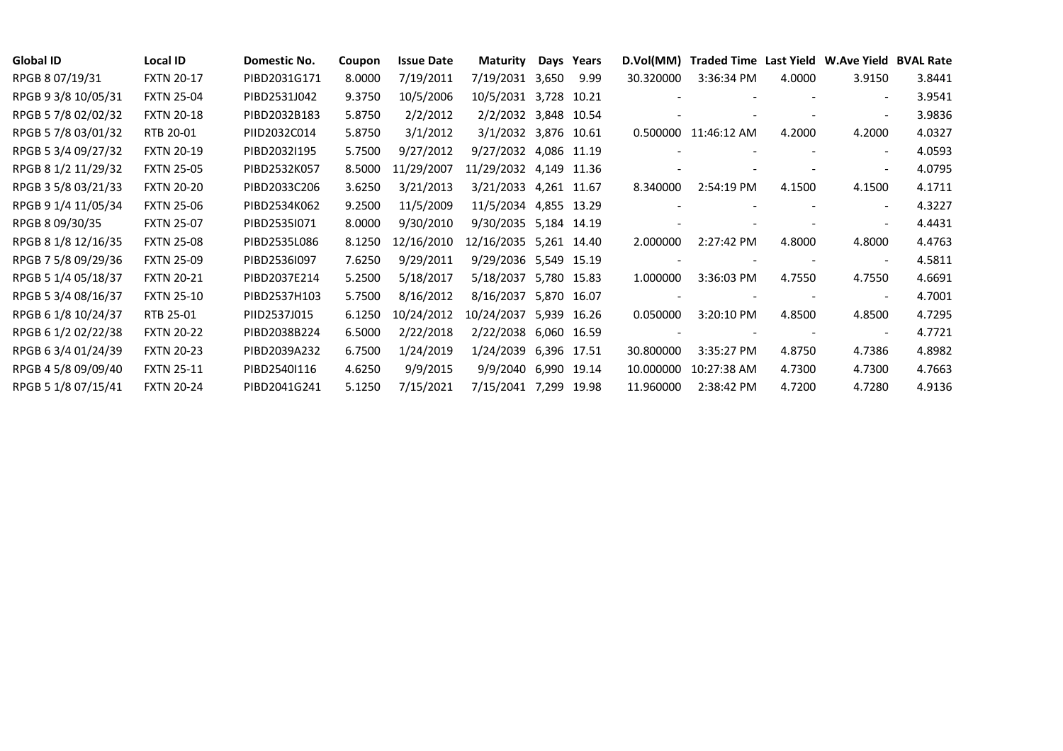| Global ID | Local ID | Domestic No. | Coupon | Issue Date | Maturity | Days | Years | D.Vol(MM) | Traded Time | Last Yield | W.Ave Yield | BVAL Rate |
|---|---|---|---|---|---|---|---|---|---|---|---|---|
| RPGB 8 07/19/31 | FXTN 20-17 | PIBD2031G171 | 8.0000 | 7/19/2011 | 7/19/2031 | 3,650 | 9.99 | 30.320000 | 3:36:34 PM | 4.0000 | 3.9150 | 3.8441 |
| RPGB 9 3/8 10/05/31 | FXTN 25-04 | PIBD2531J042 | 9.3750 | 10/5/2006 | 10/5/2031 | 3,728 | 10.21 | - | - | - | - | 3.9541 |
| RPGB 5 7/8 02/02/32 | FXTN 20-18 | PIBD2032B183 | 5.8750 | 2/2/2012 | 2/2/2032 | 3,848 | 10.54 | - | - | - | - | 3.9836 |
| RPGB 5 7/8 03/01/32 | RTB 20-01 | PIID2032C014 | 5.8750 | 3/1/2012 | 3/1/2032 | 3,876 | 10.61 | 0.500000 | 11:46:12 AM | 4.2000 | 4.2000 | 4.0327 |
| RPGB 5 3/4 09/27/32 | FXTN 20-19 | PIBD2032I195 | 5.7500 | 9/27/2012 | 9/27/2032 | 4,086 | 11.19 | - | - | - | - | 4.0593 |
| RPGB 8 1/2 11/29/32 | FXTN 25-05 | PIBD2532K057 | 8.5000 | 11/29/2007 | 11/29/2032 | 4,149 | 11.36 | - | - | - | - | 4.0795 |
| RPGB 3 5/8 03/21/33 | FXTN 20-20 | PIBD2033C206 | 3.6250 | 3/21/2013 | 3/21/2033 | 4,261 | 11.67 | 8.340000 | 2:54:19 PM | 4.1500 | 4.1500 | 4.1711 |
| RPGB 9 1/4 11/05/34 | FXTN 25-06 | PIBD2534K062 | 9.2500 | 11/5/2009 | 11/5/2034 | 4,855 | 13.29 | - | - | - | - | 4.3227 |
| RPGB 8 09/30/35 | FXTN 25-07 | PIBD2535I071 | 8.0000 | 9/30/2010 | 9/30/2035 | 5,184 | 14.19 | - | - | - | - | 4.4431 |
| RPGB 8 1/8 12/16/35 | FXTN 25-08 | PIBD2535L086 | 8.1250 | 12/16/2010 | 12/16/2035 | 5,261 | 14.40 | 2.000000 | 2:27:42 PM | 4.8000 | 4.8000 | 4.4763 |
| RPGB 7 5/8 09/29/36 | FXTN 25-09 | PIBD2536I097 | 7.6250 | 9/29/2011 | 9/29/2036 | 5,549 | 15.19 | - | - | - | - | 4.5811 |
| RPGB 5 1/4 05/18/37 | FXTN 20-21 | PIBD2037E214 | 5.2500 | 5/18/2017 | 5/18/2037 | 5,780 | 15.83 | 1.000000 | 3:36:03 PM | 4.7550 | 4.7550 | 4.6691 |
| RPGB 5 3/4 08/16/37 | FXTN 25-10 | PIBD2537H103 | 5.7500 | 8/16/2012 | 8/16/2037 | 5,870 | 16.07 | - | - | - | - | 4.7001 |
| RPGB 6 1/8 10/24/37 | RTB 25-01 | PIID2537J015 | 6.1250 | 10/24/2012 | 10/24/2037 | 5,939 | 16.26 | 0.050000 | 3:20:10 PM | 4.8500 | 4.8500 | 4.7295 |
| RPGB 6 1/2 02/22/38 | FXTN 20-22 | PIBD2038B224 | 6.5000 | 2/22/2018 | 2/22/2038 | 6,060 | 16.59 | - | - | - | - | 4.7721 |
| RPGB 6 3/4 01/24/39 | FXTN 20-23 | PIBD2039A232 | 6.7500 | 1/24/2019 | 1/24/2039 | 6,396 | 17.51 | 30.800000 | 3:35:27 PM | 4.8750 | 4.7386 | 4.8982 |
| RPGB 4 5/8 09/09/40 | FXTN 25-11 | PIBD2540I116 | 4.6250 | 9/9/2015 | 9/9/2040 | 6,990 | 19.14 | 10.000000 | 10:27:38 AM | 4.7300 | 4.7300 | 4.7663 |
| RPGB 5 1/8 07/15/41 | FXTN 20-24 | PIBD2041G241 | 5.1250 | 7/15/2021 | 7/15/2041 | 7,299 | 19.98 | 11.960000 | 2:38:42 PM | 4.7200 | 4.7280 | 4.9136 |